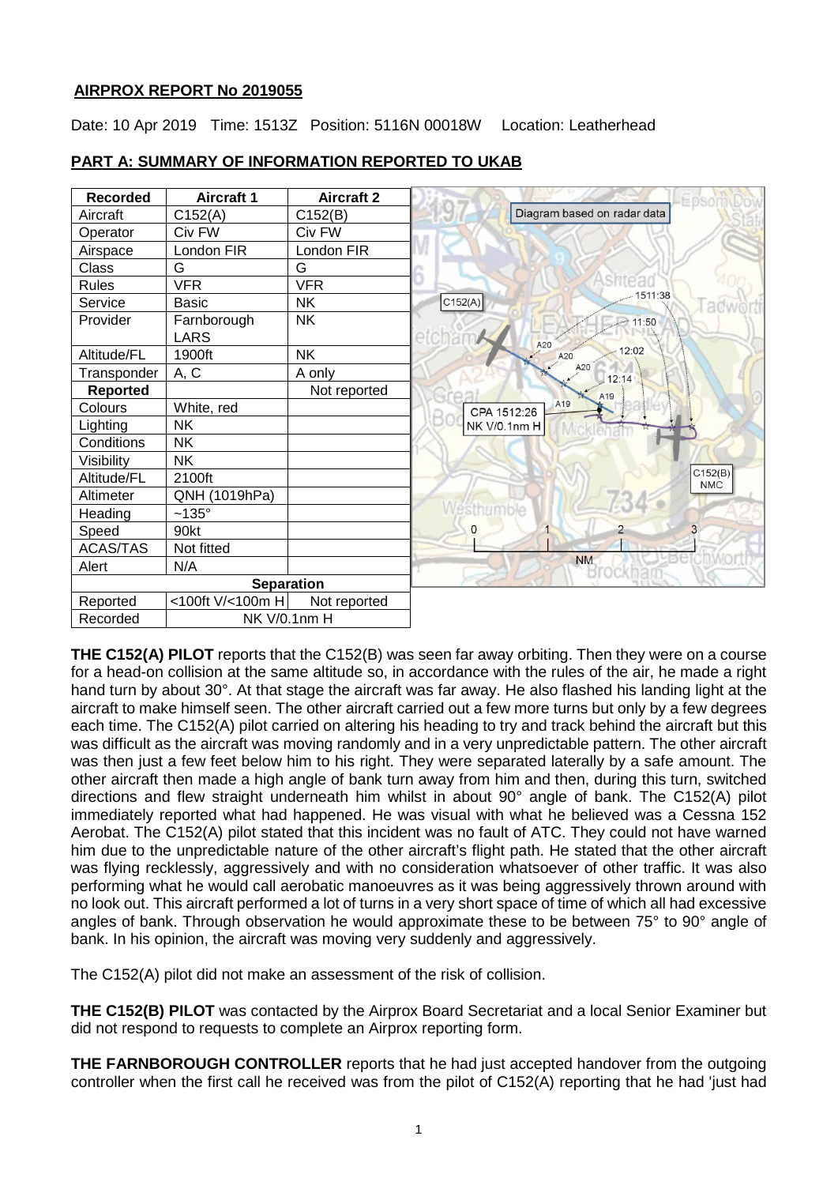## AIRPROX REPORT No 2019055

Date: 10 Apr 2019 Time: 1513Z Position: 5116N 00018W Location: Leatherhead

## PART A: SUMMARY OF INFORMATION REPORTED TO UKAB

| Recorded | Aircraft 1 | Aircraft 2 |
|---|---|---|
| Aircraft | C152(A) | C152(B) |
| Operator | Civ FW | Civ FW |
| Airspace | London FIR | London FIR |
| Class | G | G |
| Rules | VFR | VFR |
| Service | Basic | NK |
| Provider | Farnborough LARS | NK |
| Altitude/FL | 1900ft | NK |
| Transponder | A, C | A only |
| **Reported** | | Not reported |
| Colours | White, red | |
| Lighting | NK | |
| Conditions | NK | |
| Visibility | NK | |
| Altitude/FL | 2100ft | |
| Altimeter | QNH (1019hPa) | |
| Heading | ~135° | |
| Speed | 90kt | |
| ACAS/TAS | Not fitted | |
| Alert | N/A | |
| **Separation** | | |
| Reported | <100ft V/<100m H | Not reported |
| Recorded | NK V/0.1nm H | |

Diagram based on radar data

**THE C152(A) PILOT** reports that the C152(B) was seen far away orbiting. Then they were on a course for a head-on collision at the same altitude so, in accordance with the rules of the air, he made a right hand turn by about 30°. At that stage the aircraft was far away. He also flashed his landing light at the aircraft to make himself seen. The other aircraft carried out a few more turns but only by a few degrees each time. The C152(A) pilot carried on altering his heading to try and track behind the aircraft but this was difficult as the aircraft was moving randomly and in a very unpredictable pattern. The other aircraft was then just a few feet below him to his right. They were separated laterally by a safe amount. The other aircraft then made a high angle of bank turn away from him and then, during this turn, switched directions and flew straight underneath him whilst in about 90° angle of bank. The C152(A) pilot immediately reported what had happened. He was visual with what he believed was a Cessna 152 Aerobat. The C152(A) pilot stated that this incident was no fault of ATC. They could not have warned him due to the unpredictable nature of the other aircraft's flight path. He stated that the other aircraft was flying recklessly, aggressively and with no consideration whatsoever of other traffic. It was also performing what he would call aerobatic manoeuvres as it was being aggressively thrown around with no look out. This aircraft performed a lot of turns in a very short space of time of which all had excessive angles of bank. Through observation he would approximate these to be between 75° to 90° angle of bank. In his opinion, the aircraft was moving very suddenly and aggressively.

The C152(A) pilot did not make an assessment of the risk of collision.

**THE C152(B) PILOT** was contacted by the Airprox Board Secretariat and a local Senior Examiner but did not respond to requests to complete an Airprox reporting form.

**THE FARNBOROUGH CONTROLLER** reports that he had just accepted handover from the outgoing controller when the first call he received was from the pilot of C152(A) reporting that he had 'just had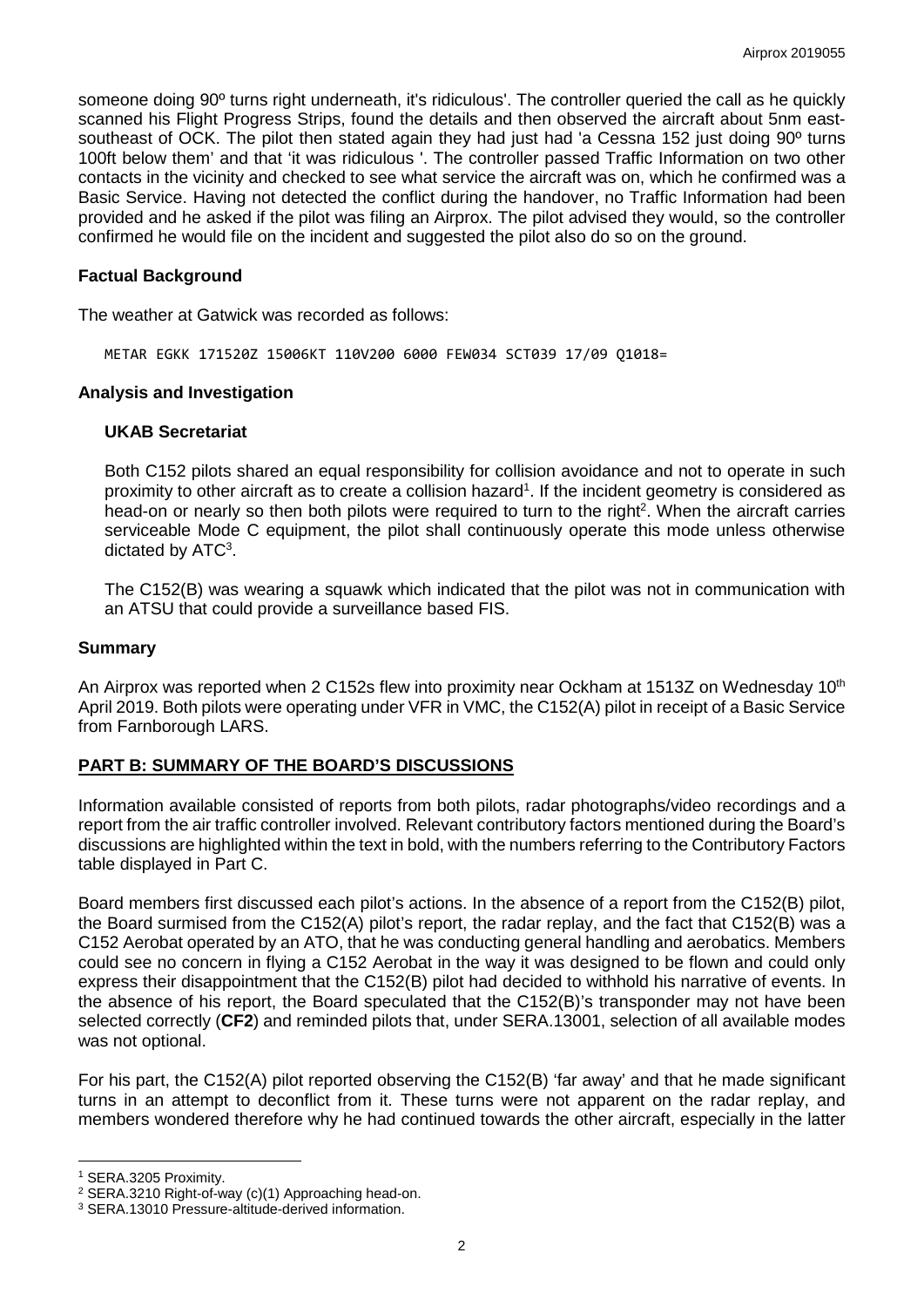someone doing 90º turns right underneath, it's ridiculous'. The controller queried the call as he quickly scanned his Flight Progress Strips, found the details and then observed the aircraft about 5nm east-southeast of OCK. The pilot then stated again they had just had 'a Cessna 152 just doing 90º turns 100ft below them' and that 'it was ridiculous '. The controller passed Traffic Information on two other contacts in the vicinity and checked to see what service the aircraft was on, which he confirmed was a Basic Service. Having not detected the conflict during the handover, no Traffic Information had been provided and he asked if the pilot was filing an Airprox. The pilot advised they would, so the controller confirmed he would file on the incident and suggested the pilot also do so on the ground.

### Factual Background

The weather at Gatwick was recorded as follows:

```
METAR EGKK 171520Z 15006KT 110V200 6000 FEW034 SCT039 17/09 Q1018=
```

### Analysis and Investigation

#### UKAB Secretariat

Both C152 pilots shared an equal responsibility for collision avoidance and not to operate in such proximity to other aircraft as to create a collision hazard[1]. If the incident geometry is considered as head-on or nearly so then both pilots were required to turn to the right[2]. When the aircraft carries serviceable Mode C equipment, the pilot shall continuously operate this mode unless otherwise dictated by ATC[3].

The C152(B) was wearing a squawk which indicated that the pilot was not in communication with an ATSU that could provide a surveillance based FIS.

### Summary

An Airprox was reported when 2 C152s flew into proximity near Ockham at 1513Z on Wednesday 10th April 2019. Both pilots were operating under VFR in VMC, the C152(A) pilot in receipt of a Basic Service from Farnborough LARS.

## PART B: SUMMARY OF THE BOARD'S DISCUSSIONS

Information available consisted of reports from both pilots, radar photographs/video recordings and a report from the air traffic controller involved. Relevant contributory factors mentioned during the Board's discussions are highlighted within the text in bold, with the numbers referring to the Contributory Factors table displayed in Part C.

Board members first discussed each pilot's actions. In the absence of a report from the C152(B) pilot, the Board surmised from the C152(A) pilot's report, the radar replay, and the fact that C152(B) was a C152 Aerobat operated by an ATO, that he was conducting general handling and aerobatics. Members could see no concern in flying a C152 Aerobat in the way it was designed to be flown and could only express their disappointment that the C152(B) pilot had decided to withhold his narrative of events. In the absence of his report, the Board speculated that the C152(B)'s transponder may not have been selected correctly (**CF2**) and reminded pilots that, under SERA.13001, selection of all available modes was not optional.

For his part, the C152(A) pilot reported observing the C152(B) 'far away' and that he made significant turns in an attempt to deconflict from it. These turns were not apparent on the radar replay, and members wondered therefore why he had continued towards the other aircraft, especially in the latter

---

[1] SERA.3205 Proximity.

[2] SERA.3210 Right-of-way (c)(1) Approaching head-on.

[3] SERA.13010 Pressure-altitude-derived information.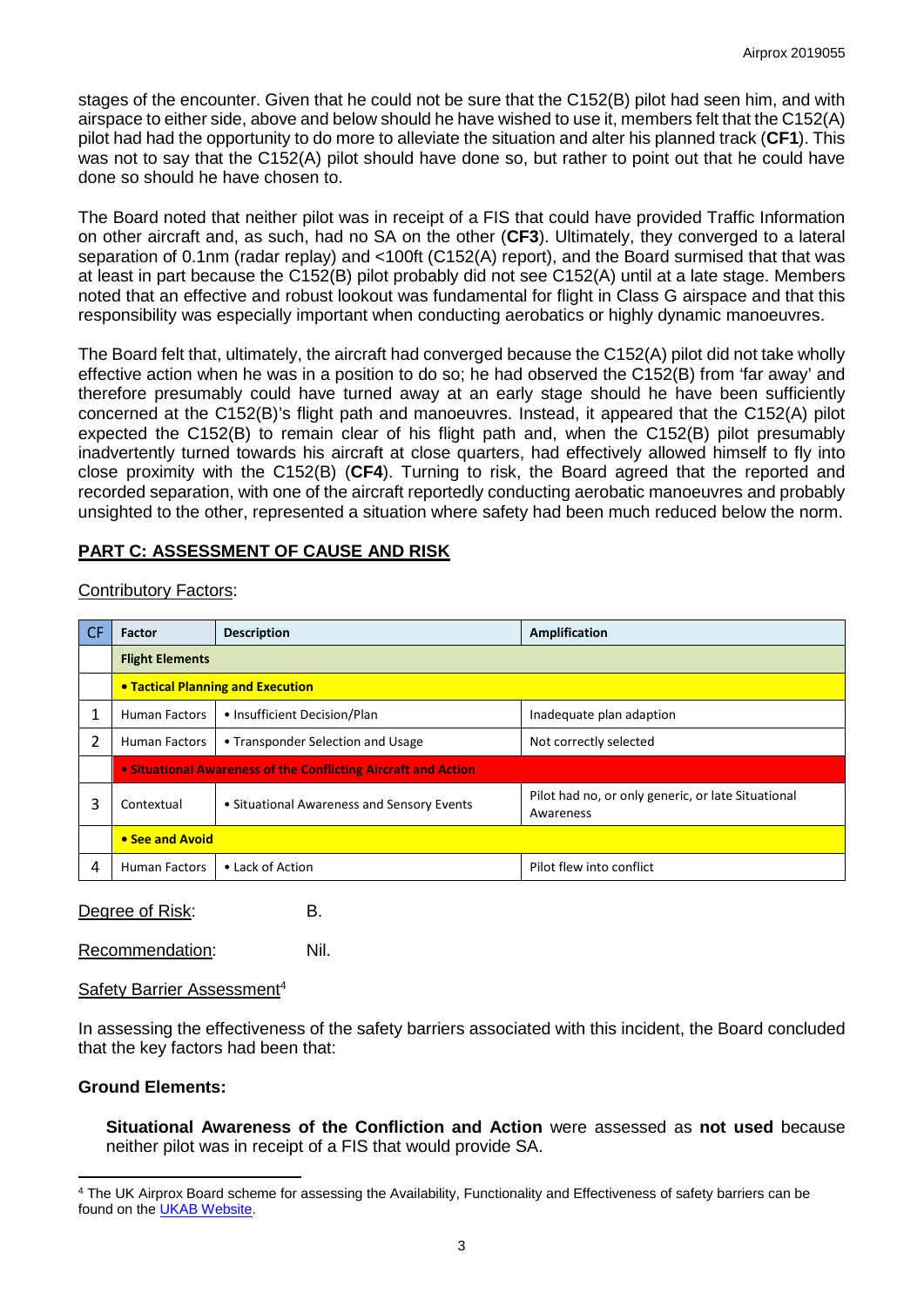stages of the encounter. Given that he could not be sure that the C152(B) pilot had seen him, and with airspace to either side, above and below should he have wished to use it, members felt that the C152(A) pilot had had the opportunity to do more to alleviate the situation and alter his planned track (**CF1**). This was not to say that the C152(A) pilot should have done so, but rather to point out that he could have done so should he have chosen to.

The Board noted that neither pilot was in receipt of a FIS that could have provided Traffic Information on other aircraft and, as such, had no SA on the other (**CF3**). Ultimately, they converged to a lateral separation of 0.1nm (radar replay) and <100ft (C152(A) report), and the Board surmised that that was at least in part because the C152(B) pilot probably did not see C152(A) until at a late stage. Members noted that an effective and robust lookout was fundamental for flight in Class G airspace and that this responsibility was especially important when conducting aerobatics or highly dynamic manoeuvres.

The Board felt that, ultimately, the aircraft had converged because the C152(A) pilot did not take wholly effective action when he was in a position to do so; he had observed the C152(B) from 'far away' and therefore presumably could have turned away at an early stage should he have been sufficiently concerned at the C152(B)'s flight path and manoeuvres. Instead, it appeared that the C152(A) pilot expected the C152(B) to remain clear of his flight path and, when the C152(B) pilot presumably inadvertently turned towards his aircraft at close quarters, had effectively allowed himself to fly into close proximity with the C152(B) (**CF4**). Turning to risk, the Board agreed that the reported and recorded separation, with one of the aircraft reportedly conducting aerobatic manoeuvres and probably unsighted to the other, represented a situation where safety had been much reduced below the norm.

## PART C: ASSESSMENT OF CAUSE AND RISK

Contributory Factors:

| CF | Factor | Description | Amplification |
|---|---|---|---|
| | **Flight Elements** | | |
| | **• Tactical Planning and Execution** | | |
| 1 | Human Factors | • Insufficient Decision/Plan | Inadequate plan adaption |
| 2 | Human Factors | • Transponder Selection and Usage | Not correctly selected |
| | **• Situational Awareness of the Conflicting Aircraft and Action** | | |
| 3 | Contextual | • Situational Awareness and Sensory Events | Pilot had no, or only generic, or late Situational Awareness |
| | **• See and Avoid** | | |
| 4 | Human Factors | • Lack of Action | Pilot flew into conflict |

Degree of Risk: B.

Recommendation: Nil.

Safety Barrier Assessment[4]

In assessing the effectiveness of the safety barriers associated with this incident, the Board concluded that the key factors had been that:

**Ground Elements:**

**Situational Awareness of the Confliction and Action** were assessed as **not used** because neither pilot was in receipt of a FIS that would provide SA.

[4] The UK Airprox Board scheme for assessing the Availability, Functionality and Effectiveness of safety barriers can be found on the UKAB Website.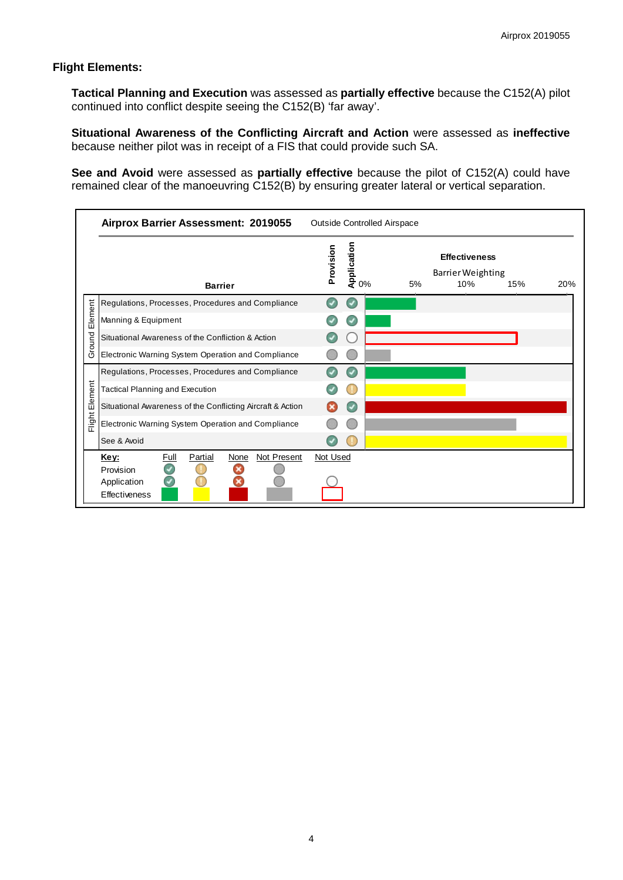**Flight Elements:**

**Tactical Planning and Execution** was assessed as **partially effective** because the C152(A) pilot continued into conflict despite seeing the C152(B) 'far away'.

**Situational Awareness of the Conflicting Aircraft and Action** were assessed as **ineffective** because neither pilot was in receipt of a FIS that could provide such SA.

**See and Avoid** were assessed as **partially effective** because the pilot of C152(A) could have remained clear of the manoeuvring C152(B) by ensuring greater lateral or vertical separation.

**Airprox Barrier Assessment: 2019055** Outside Controlled Airspace

Barrier

Provision

Application

Effectiveness

Barrier Weighting

0% 5% 10% 15% 20%

Ground Element

Regulations, Processes, Procedures and Compliance

Manning & Equipment

Situational Awareness of the Confliction & Action

Electronic Warning System Operation and Compliance

Flight Element

Regulations, Processes, Procedures and Compliance

Tactical Planning and Execution

Situational Awareness of the Conflicting Aircraft & Action

Electronic Warning System Operation and Compliance

See & Avoid

Key: Full Partial None Not Present Not Used

Provision

Application

Effectiveness